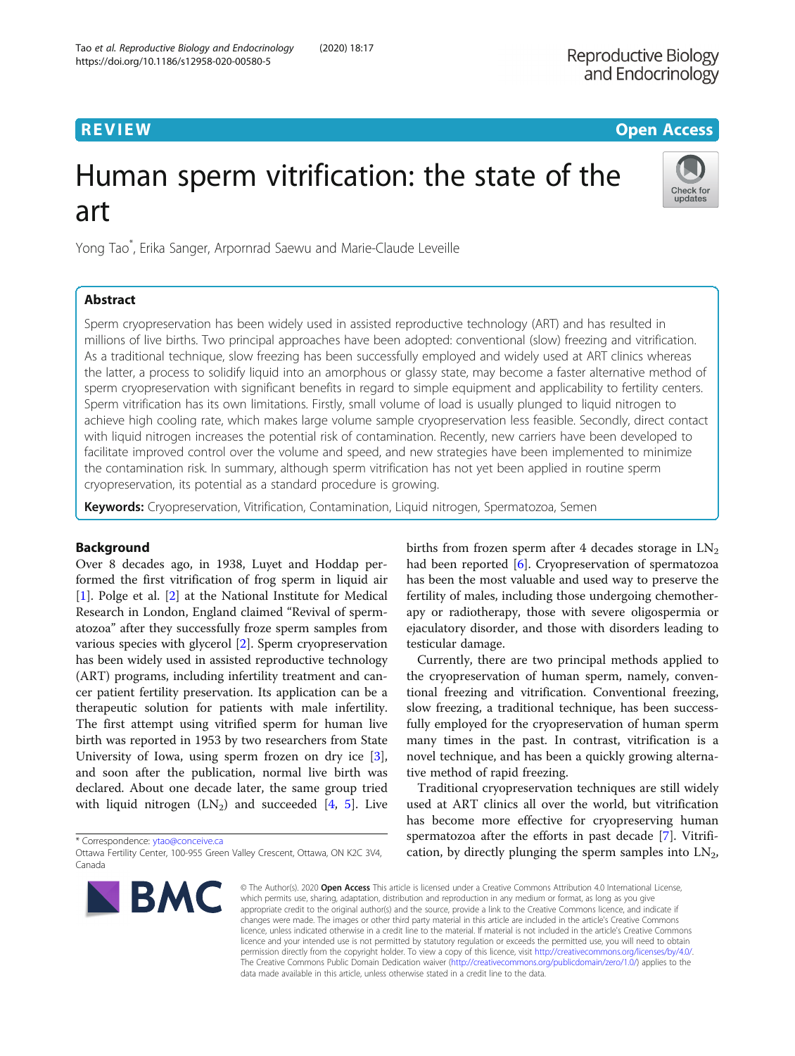REVIEW

Open Access

# Human sperm vitrification: the state of the art

Yong Tao*, Erika Sanger, Arpornrad Saewu and Marie-Claude Leveille

## Abstract

Sperm cryopreservation has been widely used in assisted reproductive technology (ART) and has resulted in millions of live births. Two principal approaches have been adopted: conventional (slow) freezing and vitrification. As a traditional technique, slow freezing has been successfully employed and widely used at ART clinics whereas the latter, a process to solidify liquid into an amorphous or glassy state, may become a faster alternative method of sperm cryopreservation with significant benefits in regard to simple equipment and applicability to fertility centers. Sperm vitrification has its own limitations. Firstly, small volume of load is usually plunged to liquid nitrogen to achieve high cooling rate, which makes large volume sample cryopreservation less feasible. Secondly, direct contact with liquid nitrogen increases the potential risk of contamination. Recently, new carriers have been developed to facilitate improved control over the volume and speed, and new strategies have been implemented to minimize the contamination risk. In summary, although sperm vitrification has not yet been applied in routine sperm cryopreservation, its potential as a standard procedure is growing.

**Keywords:** Cryopreservation, Vitrification, Contamination, Liquid nitrogen, Spermatozoa, Semen

## Background

Over 8 decades ago, in 1938, Luyet and Hoddap performed the first vitrification of frog sperm in liquid air [1]. Polge et al. [2] at the National Institute for Medical Research in London, England claimed "Revival of spermatozoa" after they successfully froze sperm samples from various species with glycerol [2]. Sperm cryopreservation has been widely used in assisted reproductive technology (ART) programs, including infertility treatment and cancer patient fertility preservation. Its application can be a therapeutic solution for patients with male infertility. The first attempt using vitrified sperm for human live birth was reported in 1953 by two researchers from State University of Iowa, using sperm frozen on dry ice [3], and soon after the publication, normal live birth was declared. About one decade later, the same group tried with liquid nitrogen ($LN_2$) and succeeded [4, 5]. Live births from frozen sperm after 4 decades storage in $LN_2$ had been reported [6]. Cryopreservation of spermatozoa has been the most valuable and used way to preserve the fertility of males, including those undergoing chemotherapy or radiotherapy, those with severe oligospermia or ejaculatory disorder, and those with disorders leading to testicular damage.

Currently, there are two principal methods applied to the cryopreservation of human sperm, namely, conventional freezing and vitrification. Conventional freezing, slow freezing, a traditional technique, has been successfully employed for the cryopreservation of human sperm many times in the past. In contrast, vitrification is a novel technique, and has been a quickly growing alternative method of rapid freezing.

Traditional cryopreservation techniques are still widely used at ART clinics all over the world, but vitrification has become more effective for cryopreserving human spermatozoa after the efforts in past decade [7]. Vitrification, by directly plunging the sperm samples into $LN_2$,

* Correspondence: ytao@conceive.ca
Ottawa Fertility Center, 100-955 Green Valley Crescent, Ottawa, ON K2C 3V4, Canada

© The Author(s). 2020 **Open Access** This article is licensed under a Creative Commons Attribution 4.0 International License, which permits use, sharing, adaptation, distribution and reproduction in any medium or format, as long as you give appropriate credit to the original author(s) and the source, provide a link to the Creative Commons licence, and indicate if changes were made. The images or other third party material in this article are included in the article's Creative Commons licence, unless indicated otherwise in a credit line to the material. If material is not included in the article's Creative Commons licence and your intended use is not permitted by statutory regulation or exceeds the permitted use, you will need to obtain permission directly from the copyright holder. To view a copy of this licence, visit http://creativecommons.org/licenses/by/4.0/. The Creative Commons Public Domain Dedication waiver (http://creativecommons.org/publicdomain/zero/1.0/) applies to the data made available in this article, unless otherwise stated in a credit line to the data.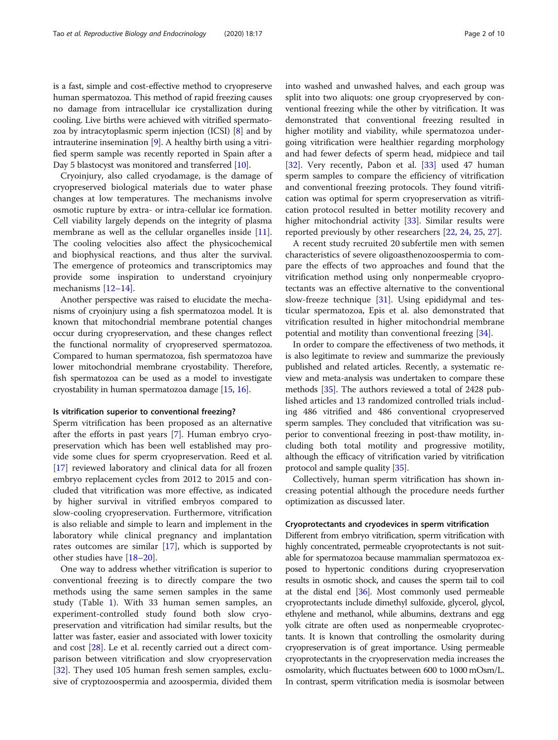is a fast, simple and cost-effective method to cryopreserve human spermatozoa. This method of rapid freezing causes no damage from intracellular ice crystallization during cooling. Live births were achieved with vitrified spermatozoa by intracytoplasmic sperm injection (ICSI) [8] and by intrauterine insemination [9]. A healthy birth using a vitrified sperm sample was recently reported in Spain after a Day 5 blastocyst was monitored and transferred [10].

Cryoinjury, also called cryodamage, is the damage of cryopreserved biological materials due to water phase changes at low temperatures. The mechanisms involve osmotic rupture by extra- or intra-cellular ice formation. Cell viability largely depends on the integrity of plasma membrane as well as the cellular organelles inside [11]. The cooling velocities also affect the physicochemical and biophysical reactions, and thus alter the survival. The emergence of proteomics and transcriptomics may provide some inspiration to understand cryoinjury mechanisms [12–14].

Another perspective was raised to elucidate the mechanisms of cryoinjury using a fish spermatozoa model. It is known that mitochondrial membrane potential changes occur during cryopreservation, and these changes reflect the functional normality of cryopreserved spermatozoa. Compared to human spermatozoa, fish spermatozoa have lower mitochondrial membrane cryostability. Therefore, fish spermatozoa can be used as a model to investigate cryostability in human spermatozoa damage [15, 16].

### Is vitrification superior to conventional freezing?

Sperm vitrification has been proposed as an alternative after the efforts in past years [7]. Human embryo cryopreservation which has been well established may provide some clues for sperm cryopreservation. Reed et al. [17] reviewed laboratory and clinical data for all frozen embryo replacement cycles from 2012 to 2015 and concluded that vitrification was more effective, as indicated by higher survival in vitrified embryos compared to slow-cooling cryopreservation. Furthermore, vitrification is also reliable and simple to learn and implement in the laboratory while clinical pregnancy and implantation rates outcomes are similar [17], which is supported by other studies have [18–20].

One way to address whether vitrification is superior to conventional freezing is to directly compare the two methods using the same semen samples in the same study (Table 1). With 33 human semen samples, an experiment-controlled study found both slow cryopreservation and vitrification had similar results, but the latter was faster, easier and associated with lower toxicity and cost [28]. Le et al. recently carried out a direct comparison between vitrification and slow cryopreservation [32]. They used 105 human fresh semen samples, exclusive of cryptozoospermia and azoospermia, divided them into washed and unwashed halves, and each group was split into two aliquots: one group cryopreserved by conventional freezing while the other by vitrification. It was demonstrated that conventional freezing resulted in higher motility and viability, while spermatozoa undergoing vitrification were healthier regarding morphology and had fewer defects of sperm head, midpiece and tail [32]. Very recently, Pabon et al. [33] used 47 human sperm samples to compare the efficiency of vitrification and conventional freezing protocols. They found vitrification was optimal for sperm cryopreservation as vitrification protocol resulted in better motility recovery and higher mitochondrial activity [33]. Similar results were reported previously by other researchers [22, 24, 25, 27].

A recent study recruited 20 subfertile men with semen characteristics of severe oligoasthenozoospermia to compare the effects of two approaches and found that the vitrification method using only nonpermeable cryoprotectants was an effective alternative to the conventional slow-freeze technique [31]. Using epididymal and testicular spermatozoa, Epis et al. also demonstrated that vitrification resulted in higher mitochondrial membrane potential and motility than conventional freezing [34].

In order to compare the effectiveness of two methods, it is also legitimate to review and summarize the previously published and related articles. Recently, a systematic review and meta-analysis was undertaken to compare these methods [35]. The authors reviewed a total of 2428 published articles and 13 randomized controlled trials including 486 vitrified and 486 conventional cryopreserved sperm samples. They concluded that vitrification was superior to conventional freezing in post-thaw motility, including both total motility and progressive motility, although the efficacy of vitrification varied by vitrification protocol and sample quality [35].

Collectively, human sperm vitrification has shown increasing potential although the procedure needs further optimization as discussed later.

### Cryoprotectants and cryodevices in sperm vitrification

Different from embryo vitrification, sperm vitrification with highly concentrated, permeable cryoprotectants is not suitable for spermatozoa because mammalian spermatozoa exposed to hypertonic conditions during cryopreservation results in osmotic shock, and causes the sperm tail to coil at the distal end [36]. Most commonly used permeable cryoprotectants include dimethyl sulfoxide, glycerol, glycol, ethylene and methanol, while albumins, dextrans and egg yolk citrate are often used as nonpermeable cryoprotectants. It is known that controlling the osmolarity during cryopreservation is of great importance. Using permeable cryoprotectants in the cryopreservation media increases the osmolarity, which fluctuates between 600 to 1000 mOsm/L. In contrast, sperm vitrification media is isosmolar between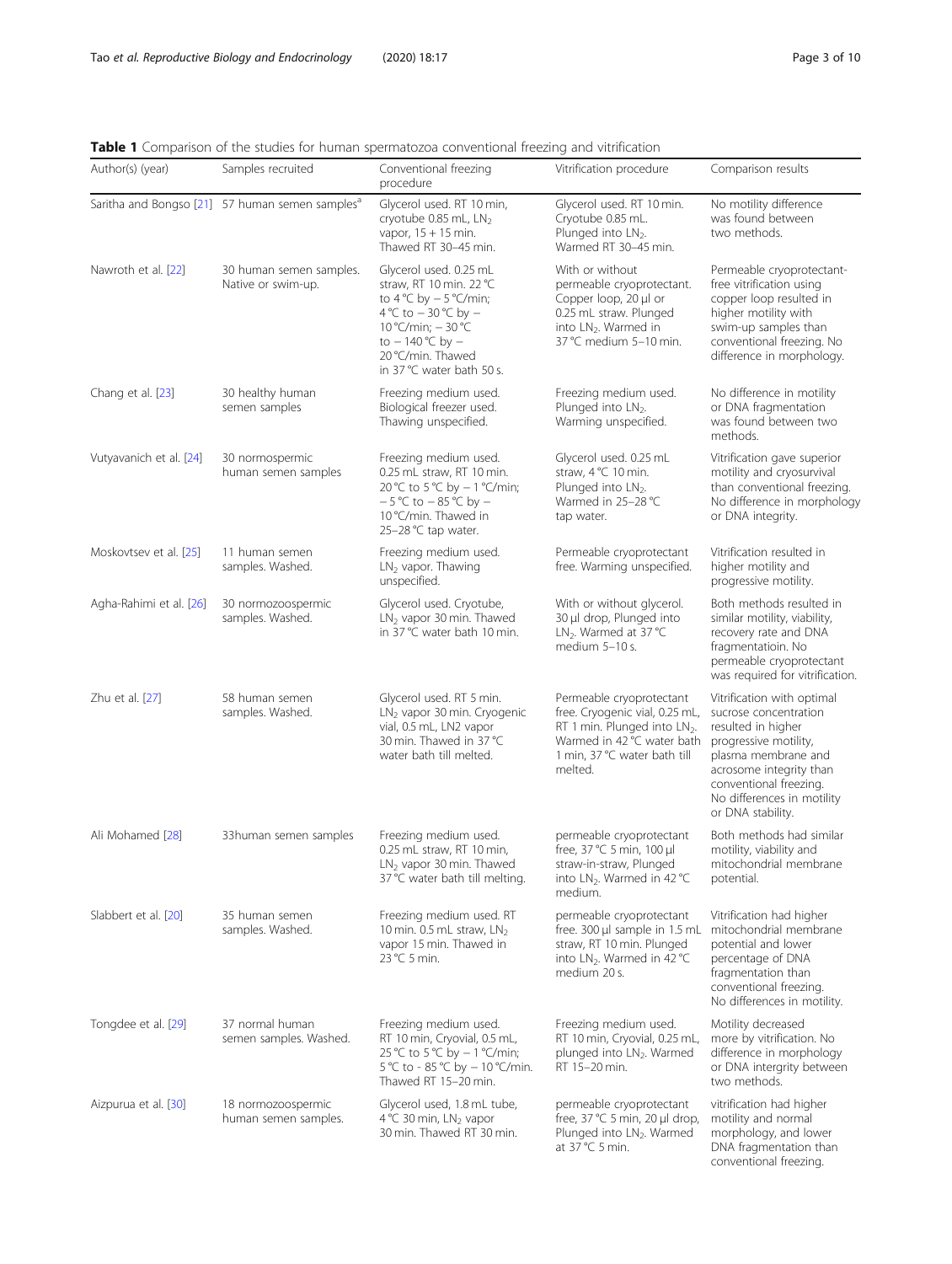**Table 1** Comparison of the studies for human spermatozoa conventional freezing and vitrification

| Author(s) (year) | Samples recruited | Conventional freezing procedure | Vitrification procedure | Comparison results |
|---|---|---|---|---|
| Saritha and Bongso [21] | 57 human semen samples[a] | Glycerol used. RT 10 min, cryotube 0.85 mL, $LN_2$ vapor, 15 + 15 min. Thawed RT 30–45 min. | Glycerol used. RT 10 min. Cryotube 0.85 mL. Plunged into $LN_2$. Warmed RT 30–45 min. | No motility difference was found between two methods. |
| Nawroth et al. [22] | 30 human semen samples. Native or swim-up. | Glycerol used. 0.25 mL straw, RT 10 min. 22 °C to 4 °C by − 5 °C/min; 4 °C to − 30 °C by − 10 °C/min; − 30 °C to − 140 °C by − 20 °C/min. Thawed in 37 °C water bath 50 s. | With or without permeable cryoprotectant. Copper loop, 20 μl or 0.25 mL straw. Plunged into $LN_2$. Warmed in 37 °C medium 5–10 min. | Permeable cryoprotectant-free vitrification using copper loop resulted in higher motility with swim-up samples than conventional freezing. No difference in morphology. |
| Chang et al. [23] | 30 healthy human semen samples | Freezing medium used. Biological freezer used. Thawing unspecified. | Freezing medium used. Plunged into $LN_2$. Warming unspecified. | No difference in motility or DNA fragmentation was found between two methods. |
| Vutyavanich et al. [24] | 30 normospermic human semen samples | Freezing medium used. 0.25 mL straw, RT 10 min. 20 °C to 5 °C by − 1 °C/min; − 5 °C to − 85 °C by − 10 °C/min. Thawed in 25–28 °C tap water. | Glycerol used. 0.25 mL straw, 4 °C 10 min. Plunged into $LN_2$. Warmed in 25–28 °C tap water. | Vitrification gave superior motility and cryosurvival than conventional freezing. No difference in morphology or DNA integrity. |
| Moskovtsev et al. [25] | 11 human semen samples. Washed. | Freezing medium used. $LN_2$ vapor. Thawing unspecified. | Permeable cryoprotectant free. Warming unspecified. | Vitrification resulted in higher motility and progressive motility. |
| Agha-Rahimi et al. [26] | 30 normozoospermic samples. Washed. | Glycerol used. Cryotube, $LN_2$ vapor 30 min. Thawed in 37 °C water bath 10 min. | With or without glycerol. 30 μl drop, Plunged into $LN_2$. Warmed at 37 °C medium 5–10 s. | Both methods resulted in similar motility, viability, recovery rate and DNA fragmentatioin. No permeable cryoprotectant was required for vitrification. |
| Zhu et al. [27] | 58 human semen samples. Washed. | Glycerol used. RT 5 min. $LN_2$ vapor 30 min. Cryogenic vial, 0.5 mL, LN2 vapor 30 min. Thawed in 37 °C water bath till melted. | Permeable cryoprotectant free. Cryogenic vial, 0.25 mL, RT 1 min. Plunged into $LN_2$. Warmed in 42 °C water bath 1 min, 37 °C water bath till melted. | Vitrification with optimal sucrose concentration resulted in higher progressive motility, plasma membrane and acrosome integrity than conventional freezing. No differences in motility or DNA stability. |
| Ali Mohamed [28] | 33human semen samples | Freezing medium used. 0.25 mL straw, RT 10 min, $LN_2$ vapor 30 min. Thawed 37 °C water bath till melting. | permeable cryoprotectant free, 37 °C 5 min, 100 μl straw-in-straw, Plunged into $LN_2$. Warmed in 42 °C medium. | Both methods had similar motility, viability and mitochondrial membrane potential. |
| Slabbert et al. [20] | 35 human semen samples. Washed. | Freezing medium used. RT 10 min. 0.5 mL straw, $LN_2$ vapor 15 min. Thawed in 23 °C 5 min. | permeable cryoprotectant free. 300 μl sample in 1.5 mL straw, RT 10 min. Plunged into $LN_2$. Warmed in 42 °C medium 20 s. | Vitrification had higher mitochondrial membrane potential and lower percentage of DNA fragmentation than conventional freezing. No differences in motility. |
| Tongdee et al. [29] | 37 normal human semen samples. Washed. | Freezing medium used. RT 10 min, Cryovial, 0.5 mL, 25 °C to 5 °C by − 1 °C/min; 5 °C to - 85 °C by − 10 °C/min. Thawed RT 15–20 min. | Freezing medium used. RT 10 min, Cryovial, 0.25 mL, plunged into $LN_2$. Warmed RT 15–20 min. | Motility decreased more by vitrification. No difference in morphology or DNA intergrity between two methods. |
| Aizpurua et al. [30] | 18 normozoospermic human semen samples. | Glycerol used, 1.8 mL tube, 4 °C 30 min, $LN_2$ vapor 30 min. Thawed RT 30 min. | permeable cryoprotectant free, 37 °C 5 min, 20 μl drop, Plunged into $LN_2$. Warmed at 37 °C 5 min. | vitrification had higher motility and normal morphology, and lower DNA fragmentation than conventional freezing. |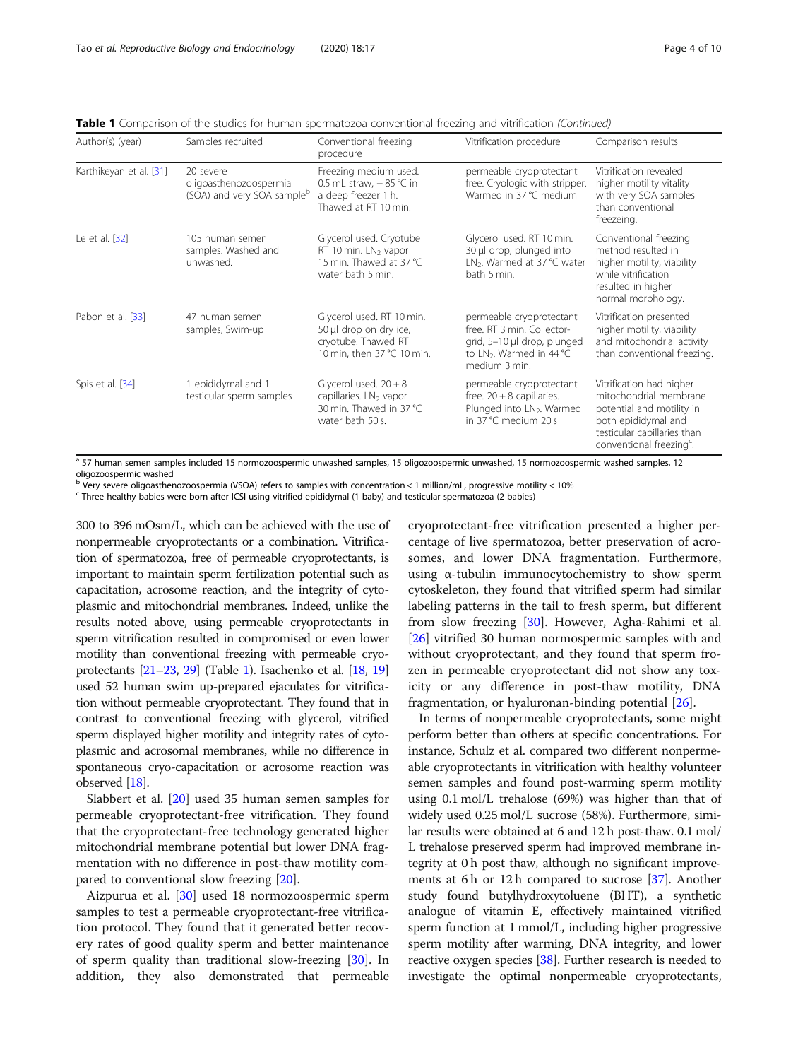**Table 1** Comparison of the studies for human spermatozoa conventional freezing and vitrification *(Continued)*

| Author(s) (year) | Samples recruited | Conventional freezing procedure | Vitrification procedure | Comparison results |
|---|---|---|---|---|
| Karthikeyan et al. [31] | 20 severe oligoasthenozoospermia (SOA) and very SOA sample[b] | Freezing medium used. 0.5 mL straw, − 85 °C in a deep freezer 1 h. Thawed at RT 10 min. | permeable cryoprotectant free. Cryologic with stripper. Warmed in 37 °C medium | Vitrification revealed higher motility vitality with very SOA samples than conventional freezeing. |
| Le et al. [32] | 105 human semen samples. Washed and unwashed. | Glycerol used. Cryotube RT 10 min. $LN_2$ vapor 15 min. Thawed at 37 °C water bath 5 min. | Glycerol used. RT 10 min. 30 μl drop, plunged into $LN_2$. Warmed at 37 °C water bath 5 min. | Conventional freezing method resulted in higher motility, viability while vitrification resulted in higher normal morphology. |
| Pabon et al. [33] | 47 human semen samples, Swim-up | Glycerol used. RT 10 min. 50 μl drop on dry ice, cryotube. Thawed RT 10 min, then 37 °C 10 min. | permeable cryoprotectant free. RT 3 min. Collector-grid, 5–10 μl drop, plunged to $LN_2$. Warmed in 44 °C medium 3 min. | Vitrification presented higher motility, viability and mitochondrial activity than conventional freezing. |
| Spis et al. [34] | 1 epididymal and 1 testicular sperm samples | Glycerol used. 20 + 8 capillaries. $LN_2$ vapor 30 min. Thawed in 37 °C water bath 50 s. | permeable cryoprotectant free. 20 + 8 capillaries. Plunged into $LN_2$. Warmed in 37 °C medium 20 s | Vitrification had higher mitochondrial membrane potential and motility in both epididymal and testicular capillaries than conventional freezing[c]. |

[a] 57 human semen samples included 15 normozoospermic unwashed samples, 15 oligozoospermic unwashed, 15 normozoospermic washed samples, 12 oligozoospermic washed

[b] Very severe oligoasthenozoospermia (VSOA) refers to samples with concentration < 1 million/mL, progressive motility < 10%

[c] Three healthy babies were born after ICSI using vitrified epididymal (1 baby) and testicular spermatozoa (2 babies)

300 to 396 mOsm/L, which can be achieved with the use of nonpermeable cryoprotectants or a combination. Vitrification of spermatozoa, free of permeable cryoprotectants, is important to maintain sperm fertilization potential such as capacitation, acrosome reaction, and the integrity of cytoplasmic and mitochondrial membranes. Indeed, unlike the results noted above, using permeable cryoprotectants in sperm vitrification resulted in compromised or even lower motility than conventional freezing with permeable cryoprotectants [21–23, 29] (Table 1). Isachenko et al. [18, 19] used 52 human swim up-prepared ejaculates for vitrification without permeable cryoprotectant. They found that in contrast to conventional freezing with glycerol, vitrified sperm displayed higher motility and integrity rates of cytoplasmic and acrosomal membranes, while no difference in spontaneous cryo-capacitation or acrosome reaction was observed [18].

Slabbert et al. [20] used 35 human semen samples for permeable cryoprotectant-free vitrification. They found that the cryoprotectant-free technology generated higher mitochondrial membrane potential but lower DNA fragmentation with no difference in post-thaw motility compared to conventional slow freezing [20].

Aizpurua et al. [30] used 18 normozoospermic sperm samples to test a permeable cryoprotectant-free vitrification protocol. They found that it generated better recovery rates of good quality sperm and better maintenance of sperm quality than traditional slow-freezing [30]. In addition, they also demonstrated that permeable cryoprotectant-free vitrification presented a higher percentage of live spermatozoa, better preservation of acrosomes, and lower DNA fragmentation. Furthermore, using α-tubulin immunocytochemistry to show sperm cytoskeleton, they found that vitrified sperm had similar labeling patterns in the tail to fresh sperm, but different from slow freezing [30]. However, Agha-Rahimi et al. [26] vitrified 30 human normospermic samples with and without cryoprotectant, and they found that sperm frozen in permeable cryoprotectant did not show any toxicity or any difference in post-thaw motility, DNA fragmentation, or hyaluronan-binding potential [26].

In terms of nonpermeable cryoprotectants, some might perform better than others at specific concentrations. For instance, Schulz et al. compared two different nonpermeable cryoprotectants in vitrification with healthy volunteer semen samples and found post-warming sperm motility using 0.1 mol/L trehalose (69%) was higher than that of widely used 0.25 mol/L sucrose (58%). Furthermore, similar results were obtained at 6 and 12 h post-thaw. 0.1 mol/L trehalose preserved sperm had improved membrane integrity at 0 h post thaw, although no significant improvements at 6 h or 12 h compared to sucrose [37]. Another study found butylhydroxytoluene (BHT), a synthetic analogue of vitamin E, effectively maintained vitrified sperm function at 1 mmol/L, including higher progressive sperm motility after warming, DNA integrity, and lower reactive oxygen species [38]. Further research is needed to investigate the optimal nonpermeable cryoprotectants,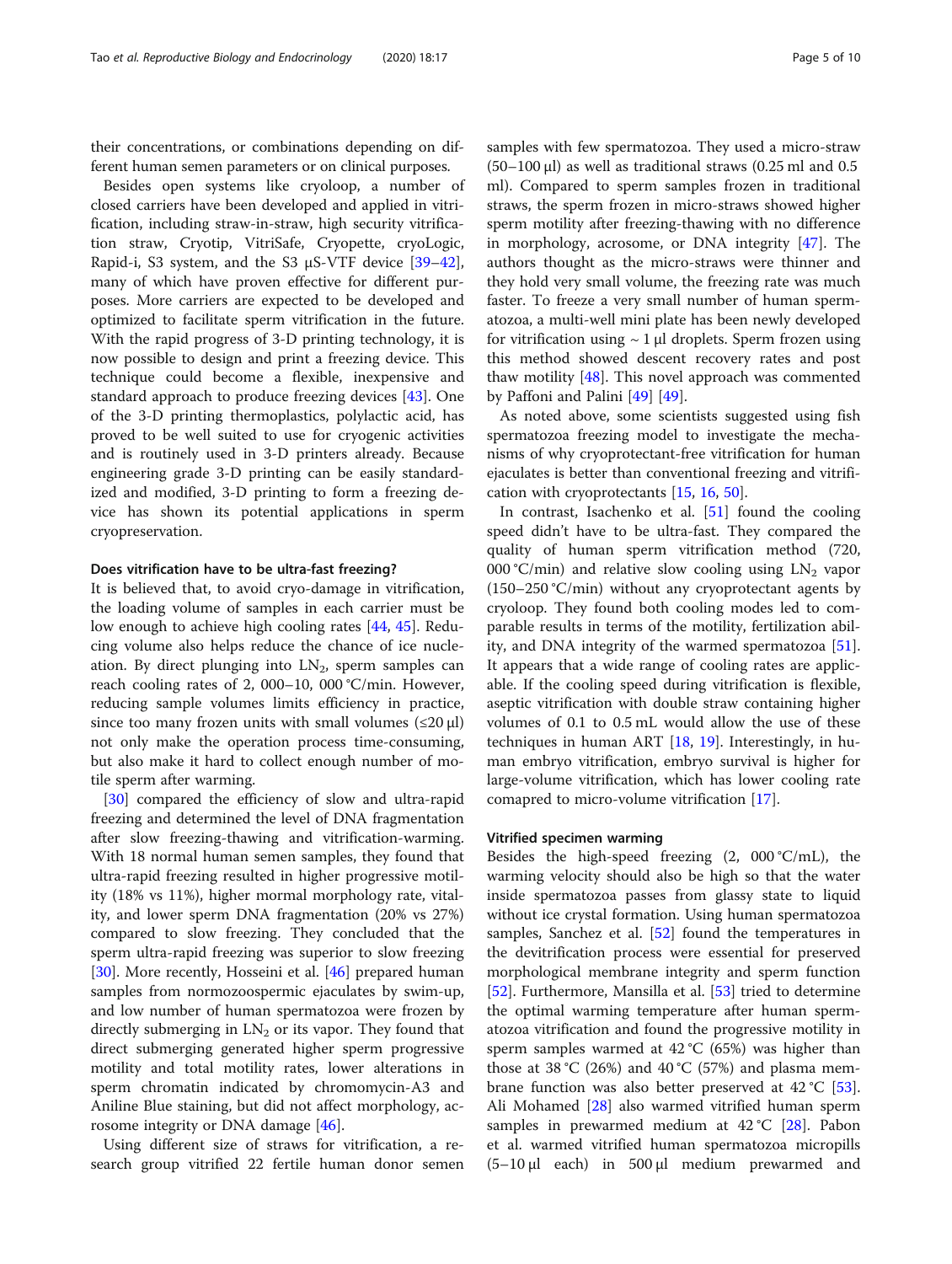their concentrations, or combinations depending on different human semen parameters or on clinical purposes.

Besides open systems like cryoloop, a number of closed carriers have been developed and applied in vitrification, including straw-in-straw, high security vitrification straw, Cryotip, VitriSafe, Cryopette, cryoLogic, Rapid-i, S3 system, and the S3 μS-VTF device [39–42], many of which have proven effective for different purposes. More carriers are expected to be developed and optimized to facilitate sperm vitrification in the future. With the rapid progress of 3-D printing technology, it is now possible to design and print a freezing device. This technique could become a flexible, inexpensive and standard approach to produce freezing devices [43]. One of the 3-D printing thermoplastics, polylactic acid, has proved to be well suited to use for cryogenic activities and is routinely used in 3-D printers already. Because engineering grade 3-D printing can be easily standardized and modified, 3-D printing to form a freezing device has shown its potential applications in sperm cryopreservation.

#### Does vitrification have to be ultra-fast freezing?

It is believed that, to avoid cryo-damage in vitrification, the loading volume of samples in each carrier must be low enough to achieve high cooling rates [44, 45]. Reducing volume also helps reduce the chance of ice nucleation. By direct plunging into $LN_2$, sperm samples can reach cooling rates of 2, 000–10, 000 °C/min. However, reducing sample volumes limits efficiency in practice, since too many frozen units with small volumes (≤20 μl) not only make the operation process time-consuming, but also make it hard to collect enough number of motile sperm after warming.

[30] compared the efficiency of slow and ultra-rapid freezing and determined the level of DNA fragmentation after slow freezing-thawing and vitrification-warming. With 18 normal human semen samples, they found that ultra-rapid freezing resulted in higher progressive motility (18% vs 11%), higher mormal morphology rate, vitality, and lower sperm DNA fragmentation (20% vs 27%) compared to slow freezing. They concluded that the sperm ultra-rapid freezing was superior to slow freezing [30]. More recently, Hosseini et al. [46] prepared human samples from normozoospermic ejaculates by swim-up, and low number of human spermatozoa were frozen by directly submerging in $LN_2$ or its vapor. They found that direct submerging generated higher sperm progressive motility and total motility rates, lower alterations in sperm chromatin indicated by chromomycin-A3 and Aniline Blue staining, but did not affect morphology, acrosome integrity or DNA damage [46].

Using different size of straws for vitrification, a research group vitrified 22 fertile human donor semen samples with few spermatozoa. They used a micro-straw (50–100 μl) as well as traditional straws (0.25 ml and 0.5 ml). Compared to sperm samples frozen in traditional straws, the sperm frozen in micro-straws showed higher sperm motility after freezing-thawing with no difference in morphology, acrosome, or DNA integrity [47]. The authors thought as the micro-straws were thinner and they hold very small volume, the freezing rate was much faster. To freeze a very small number of human spermatozoa, a multi-well mini plate has been newly developed for vitrification using ~ 1 μl droplets. Sperm frozen using this method showed descent recovery rates and post thaw motility [48]. This novel approach was commented by Paffoni and Palini [49] [49].

As noted above, some scientists suggested using fish spermatozoa freezing model to investigate the mechanisms of why cryoprotectant-free vitrification for human ejaculates is better than conventional freezing and vitrification with cryoprotectants [15, 16, 50].

In contrast, Isachenko et al. [51] found the cooling speed didn't have to be ultra-fast. They compared the quality of human sperm vitrification method (720, 000 °C/min) and relative slow cooling using $LN_2$ vapor (150–250 °C/min) without any cryoprotectant agents by cryoloop. They found both cooling modes led to comparable results in terms of the motility, fertilization ability, and DNA integrity of the warmed spermatozoa [51]. It appears that a wide range of cooling rates are applicable. If the cooling speed during vitrification is flexible, aseptic vitrification with double straw containing higher volumes of 0.1 to 0.5 mL would allow the use of these techniques in human ART [18, 19]. Interestingly, in human embryo vitrification, embryo survival is higher for large-volume vitrification, which has lower cooling rate comapred to micro-volume vitrification [17].

#### Vitrified specimen warming

Besides the high-speed freezing (2, 000 °C/mL), the warming velocity should also be high so that the water inside spermatozoa passes from glassy state to liquid without ice crystal formation. Using human spermatozoa samples, Sanchez et al. [52] found the temperatures in the devitrification process were essential for preserved morphological membrane integrity and sperm function [52]. Furthermore, Mansilla et al. [53] tried to determine the optimal warming temperature after human spermatozoa vitrification and found the progressive motility in sperm samples warmed at 42 °C (65%) was higher than those at 38 °C (26%) and 40 °C (57%) and plasma membrane function was also better preserved at 42 °C [53]. Ali Mohamed [28] also warmed vitrified human sperm samples in prewarmed medium at 42 °C [28]. Pabon et al. warmed vitrified human spermatozoa micropills (5–10 μl each) in 500 μl medium prewarmed and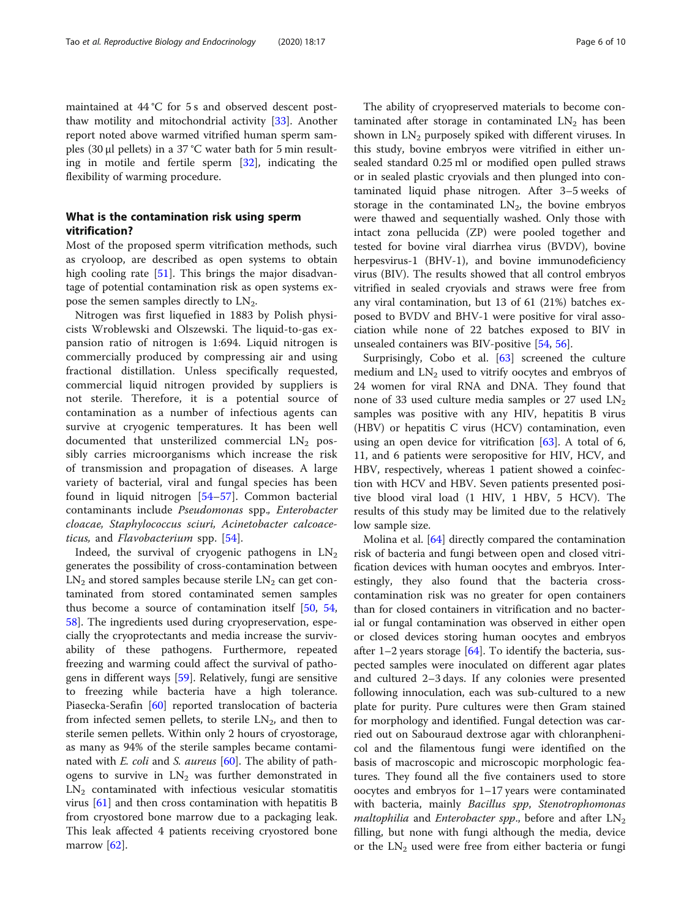maintained at 44 °C for 5 s and observed descent post-thaw motility and mitochondrial activity [33]. Another report noted above warmed vitrified human sperm samples (30 μl pellets) in a 37 °C water bath for 5 min resulting in motile and fertile sperm [32], indicating the flexibility of warming procedure.

## What is the contamination risk using sperm vitrification?

Most of the proposed sperm vitrification methods, such as cryoloop, are described as open systems to obtain high cooling rate [51]. This brings the major disadvantage of potential contamination risk as open systems expose the semen samples directly to $LN_2$.

Nitrogen was first liquefied in 1883 by Polish physicists Wroblewski and Olszewski. The liquid-to-gas expansion ratio of nitrogen is 1:694. Liquid nitrogen is commercially produced by compressing air and using fractional distillation. Unless specifically requested, commercial liquid nitrogen provided by suppliers is not sterile. Therefore, it is a potential source of contamination as a number of infectious agents can survive at cryogenic temperatures. It has been well documented that unsterilized commercial $LN_2$ possibly carries microorganisms which increase the risk of transmission and propagation of diseases. A large variety of bacterial, viral and fungal species has been found in liquid nitrogen [54–57]. Common bacterial contaminants include *Pseudomonas* spp.*,* *Enterobacter cloacae, Staphylococcus sciuri, Acinetobacter calcoaceticus,* and *Flavobacterium* spp. [54].

Indeed, the survival of cryogenic pathogens in $LN_2$ generates the possibility of cross-contamination between $LN_2$ and stored samples because sterile $LN_2$ can get contaminated from stored contaminated semen samples thus become a source of contamination itself [50, 54, 58]. The ingredients used during cryopreservation, especially the cryoprotectants and media increase the survivability of these pathogens. Furthermore, repeated freezing and warming could affect the survival of pathogens in different ways [59]. Relatively, fungi are sensitive to freezing while bacteria have a high tolerance. Piasecka-Serafin [60] reported translocation of bacteria from infected semen pellets, to sterile $LN_2$, and then to sterile semen pellets. Within only 2 hours of cryostorage, as many as 94% of the sterile samples became contaminated with *E. coli* and *S. aureus* [60]. The ability of pathogens to survive in $LN_2$ was further demonstrated in $LN_2$ contaminated with infectious vesicular stomatitis virus [61] and then cross contamination with hepatitis B from cryostored bone marrow due to a packaging leak. This leak affected 4 patients receiving cryostored bone marrow [62].

The ability of cryopreserved materials to become contaminated after storage in contaminated $LN_2$ has been shown in $LN_2$ purposely spiked with different viruses. In this study, bovine embryos were vitrified in either unsealed standard 0.25 ml or modified open pulled straws or in sealed plastic cryovials and then plunged into contaminated liquid phase nitrogen. After 3–5 weeks of storage in the contaminated $LN_2$, the bovine embryos were thawed and sequentially washed. Only those with intact zona pellucida (ZP) were pooled together and tested for bovine viral diarrhea virus (BVDV), bovine herpesvirus-1 (BHV-1), and bovine immunodeficiency virus (BIV). The results showed that all control embryos vitrified in sealed cryovials and straws were free from any viral contamination, but 13 of 61 (21%) batches exposed to BVDV and BHV-1 were positive for viral association while none of 22 batches exposed to BIV in unsealed containers was BIV-positive [54, 56].

Surprisingly, Cobo et al. [63] screened the culture medium and $LN_2$ used to vitrify oocytes and embryos of 24 women for viral RNA and DNA. They found that none of 33 used culture media samples or 27 used $LN_2$ samples was positive with any HIV, hepatitis B virus (HBV) or hepatitis C virus (HCV) contamination, even using an open device for vitrification [63]. A total of 6, 11, and 6 patients were seropositive for HIV, HCV, and HBV, respectively, whereas 1 patient showed a coinfection with HCV and HBV. Seven patients presented positive blood viral load (1 HIV, 1 HBV, 5 HCV). The results of this study may be limited due to the relatively low sample size.

Molina et al. [64] directly compared the contamination risk of bacteria and fungi between open and closed vitrification devices with human oocytes and embryos. Interestingly, they also found that the bacteria cross-contamination risk was no greater for open containers than for closed containers in vitrification and no bacterial or fungal contamination was observed in either open or closed devices storing human oocytes and embryos after 1–2 years storage [64]. To identify the bacteria, suspected samples were inoculated on different agar plates and cultured 2–3 days. If any colonies were presented following innoculation, each was sub-cultured to a new plate for purity. Pure cultures were then Gram stained for morphology and identified. Fungal detection was carried out on Sabouraud dextrose agar with chloranphenicol and the filamentous fungi were identified on the basis of macroscopic and microscopic morphologic features. They found all the five containers used to store oocytes and embryos for 1–17 years were contaminated with bacteria, mainly *Bacillus spp*, *Stenotrophomonas maltophilia* and *Enterobacter spp*., before and after $LN_2$ filling, but none with fungi although the media, device or the $LN_2$ used were free from either bacteria or fungi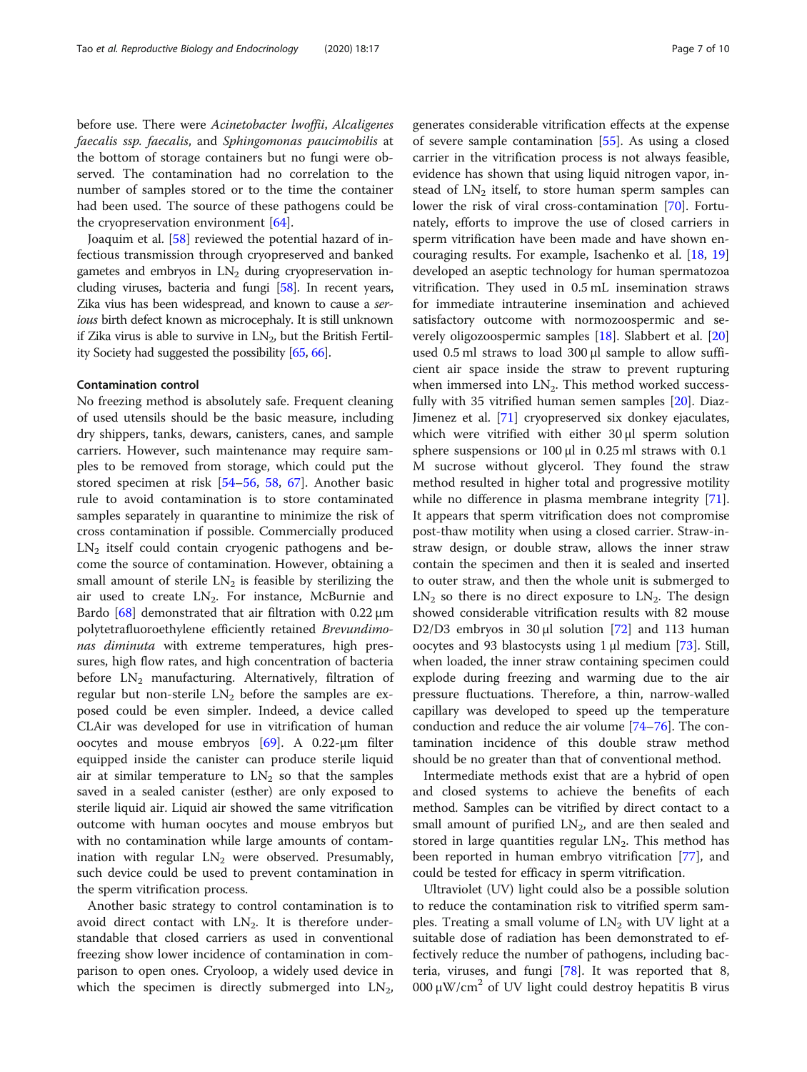before use. There were *Acinetobacter lwoffii*, *Alcaligenes faecalis ssp. faecalis*, and *Sphingomonas paucimobilis* at the bottom of storage containers but no fungi were observed. The contamination had no correlation to the number of samples stored or to the time the container had been used. The source of these pathogens could be the cryopreservation environment [64].

Joaquim et al. [58] reviewed the potential hazard of infectious transmission through cryopreserved and banked gametes and embryos in $LN_2$ during cryopreservation including viruses, bacteria and fungi [58]. In recent years, Zika vius has been widespread, and known to cause a *serious* birth defect known as microcephaly. It is still unknown if Zika virus is able to survive in $LN_2$, but the British Fertility Society had suggested the possibility [65, 66].

### Contamination control

No freezing method is absolutely safe. Frequent cleaning of used utensils should be the basic measure, including dry shippers, tanks, dewars, canisters, canes, and sample carriers. However, such maintenance may require samples to be removed from storage, which could put the stored specimen at risk [54–56, 58, 67]. Another basic rule to avoid contamination is to store contaminated samples separately in quarantine to minimize the risk of cross contamination if possible. Commercially produced $LN_2$ itself could contain cryogenic pathogens and become the source of contamination. However, obtaining a small amount of sterile $LN_2$ is feasible by sterilizing the air used to create $LN_2$. For instance, McBurnie and Bardo [68] demonstrated that air filtration with 0.22 μm polytetrafluoroethylene efficiently retained *Brevundimonas diminuta* with extreme temperatures, high pressures, high flow rates, and high concentration of bacteria before $LN_2$ manufacturing. Alternatively, filtration of regular but non-sterile $LN_2$ before the samples are exposed could be even simpler. Indeed, a device called CLAir was developed for use in vitrification of human oocytes and mouse embryos [69]. A 0.22-μm filter equipped inside the canister can produce sterile liquid air at similar temperature to $LN_2$ so that the samples saved in a sealed canister (esther) are only exposed to sterile liquid air. Liquid air showed the same vitrification outcome with human oocytes and mouse embryos but with no contamination while large amounts of contamination with regular $LN_2$ were observed. Presumably, such device could be used to prevent contamination in the sperm vitrification process.

Another basic strategy to control contamination is to avoid direct contact with $LN_2$. It is therefore understandable that closed carriers as used in conventional freezing show lower incidence of contamination in comparison to open ones. Cryoloop, a widely used device in which the specimen is directly submerged into $LN_2$, generates considerable vitrification effects at the expense of severe sample contamination [55]. As using a closed carrier in the vitrification process is not always feasible, evidence has shown that using liquid nitrogen vapor, instead of $LN_2$ itself, to store human sperm samples can lower the risk of viral cross-contamination [70]. Fortunately, efforts to improve the use of closed carriers in sperm vitrification have been made and have shown encouraging results. For example, Isachenko et al. [18, 19] developed an aseptic technology for human spermatozoa vitrification. They used in 0.5 mL insemination straws for immediate intrauterine insemination and achieved satisfactory outcome with normozoospermic and severely oligozoospermic samples [18]. Slabbert et al. [20] used 0.5 ml straws to load 300 μl sample to allow sufficient air space inside the straw to prevent rupturing when immersed into $LN_2$. This method worked successfully with 35 vitrified human semen samples [20]. Diaz-Jimenez et al. [71] cryopreserved six donkey ejaculates, which were vitrified with either 30 μl sperm solution sphere suspensions or 100 μl in 0.25 ml straws with 0.1 M sucrose without glycerol. They found the straw method resulted in higher total and progressive motility while no difference in plasma membrane integrity [71]. It appears that sperm vitrification does not compromise post-thaw motility when using a closed carrier. Straw-in-straw design, or double straw, allows the inner straw contain the specimen and then it is sealed and inserted to outer straw, and then the whole unit is submerged to $LN_2$ so there is no direct exposure to $LN_2$. The design showed considerable vitrification results with 82 mouse D2/D3 embryos in 30 μl solution [72] and 113 human oocytes and 93 blastocysts using 1 μl medium [73]. Still, when loaded, the inner straw containing specimen could explode during freezing and warming due to the air pressure fluctuations. Therefore, a thin, narrow-walled capillary was developed to speed up the temperature conduction and reduce the air volume [74–76]. The contamination incidence of this double straw method should be no greater than that of conventional method.

Intermediate methods exist that are a hybrid of open and closed systems to achieve the benefits of each method. Samples can be vitrified by direct contact to a small amount of purified $LN_2$, and are then sealed and stored in large quantities regular $LN_2$. This method has been reported in human embryo vitrification [77], and could be tested for efficacy in sperm vitrification.

Ultraviolet (UV) light could also be a possible solution to reduce the contamination risk to vitrified sperm samples. Treating a small volume of $LN_2$ with UV light at a suitable dose of radiation has been demonstrated to effectively reduce the number of pathogens, including bacteria, viruses, and fungi [78]. It was reported that 8, 000 $\mu W/cm^2$ of UV light could destroy hepatitis B virus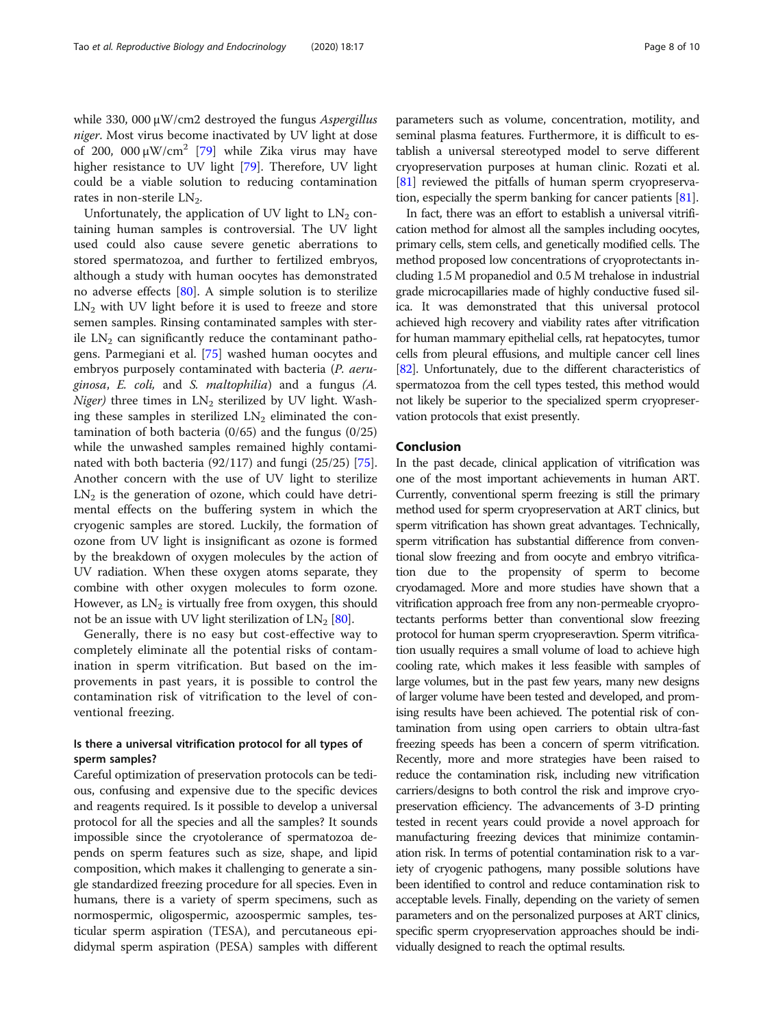while 330, 000 μW/cm2 destroyed the fungus *Aspergillus niger*. Most virus become inactivated by UV light at dose of 200, 000 μW/cm$^2$ [79] while Zika virus may have higher resistance to UV light [79]. Therefore, UV light could be a viable solution to reducing contamination rates in non-sterile $LN_2$.

Unfortunately, the application of UV light to $LN_2$ containing human samples is controversial. The UV light used could also cause severe genetic aberrations to stored spermatozoa, and further to fertilized embryos, although a study with human oocytes has demonstrated no adverse effects [80]. A simple solution is to sterilize $LN_2$ with UV light before it is used to freeze and store semen samples. Rinsing contaminated samples with sterile $LN_2$ can significantly reduce the contaminant pathogens. Parmegiani et al. [75] washed human oocytes and embryos purposely contaminated with bacteria (*P. aeruginosa*, *E. coli,* and *S. maltophilia*) and a fungus *(A. Niger)* three times in $LN_2$ sterilized by UV light. Washing these samples in sterilized $LN_2$ eliminated the contamination of both bacteria (0/65) and the fungus (0/25) while the unwashed samples remained highly contaminated with both bacteria (92/117) and fungi (25/25) [75]. Another concern with the use of UV light to sterilize $LN_2$ is the generation of ozone, which could have detrimental effects on the buffering system in which the cryogenic samples are stored. Luckily, the formation of ozone from UV light is insignificant as ozone is formed by the breakdown of oxygen molecules by the action of UV radiation. When these oxygen atoms separate, they combine with other oxygen molecules to form ozone. However, as $LN_2$ is virtually free from oxygen, this should not be an issue with UV light sterilization of $LN_2$ [80].

Generally, there is no easy but cost-effective way to completely eliminate all the potential risks of contamination in sperm vitrification. But based on the improvements in past years, it is possible to control the contamination risk of vitrification to the level of conventional freezing.

### Is there a universal vitrification protocol for all types of sperm samples?

Careful optimization of preservation protocols can be tedious, confusing and expensive due to the specific devices and reagents required. Is it possible to develop a universal protocol for all the species and all the samples? It sounds impossible since the cryotolerance of spermatozoa depends on sperm features such as size, shape, and lipid composition, which makes it challenging to generate a single standardized freezing procedure for all species. Even in humans, there is a variety of sperm specimens, such as normospermic, oligospermic, azoospermic samples, testicular sperm aspiration (TESA), and percutaneous epididymal sperm aspiration (PESA) samples with different parameters such as volume, concentration, motility, and seminal plasma features. Furthermore, it is difficult to establish a universal stereotyped model to serve different cryopreservation purposes at human clinic. Rozati et al. [81] reviewed the pitfalls of human sperm cryopreservation, especially the sperm banking for cancer patients [81].

In fact, there was an effort to establish a universal vitrification method for almost all the samples including oocytes, primary cells, stem cells, and genetically modified cells. The method proposed low concentrations of cryoprotectants including 1.5 M propanediol and 0.5 M trehalose in industrial grade microcapillaries made of highly conductive fused silica. It was demonstrated that this universal protocol achieved high recovery and viability rates after vitrification for human mammary epithelial cells, rat hepatocytes, tumor cells from pleural effusions, and multiple cancer cell lines [82]. Unfortunately, due to the different characteristics of spermatozoa from the cell types tested, this method would not likely be superior to the specialized sperm cryopreservation protocols that exist presently.

## Conclusion

In the past decade, clinical application of vitrification was one of the most important achievements in human ART. Currently, conventional sperm freezing is still the primary method used for sperm cryopreservation at ART clinics, but sperm vitrification has shown great advantages. Technically, sperm vitrification has substantial difference from conventional slow freezing and from oocyte and embryo vitrification due to the propensity of sperm to become cryodamaged. More and more studies have shown that a vitrification approach free from any non-permeable cryoprotectants performs better than conventional slow freezing protocol for human sperm cryopreseravtion. Sperm vitrification usually requires a small volume of load to achieve high cooling rate, which makes it less feasible with samples of large volumes, but in the past few years, many new designs of larger volume have been tested and developed, and promising results have been achieved. The potential risk of contamination from using open carriers to obtain ultra-fast freezing speeds has been a concern of sperm vitrification. Recently, more and more strategies have been raised to reduce the contamination risk, including new vitrification carriers/designs to both control the risk and improve cryopreservation efficiency. The advancements of 3-D printing tested in recent years could provide a novel approach for manufacturing freezing devices that minimize contamination risk. In terms of potential contamination risk to a variety of cryogenic pathogens, many possible solutions have been identified to control and reduce contamination risk to acceptable levels. Finally, depending on the variety of semen parameters and on the personalized purposes at ART clinics, specific sperm cryopreservation approaches should be individually designed to reach the optimal results.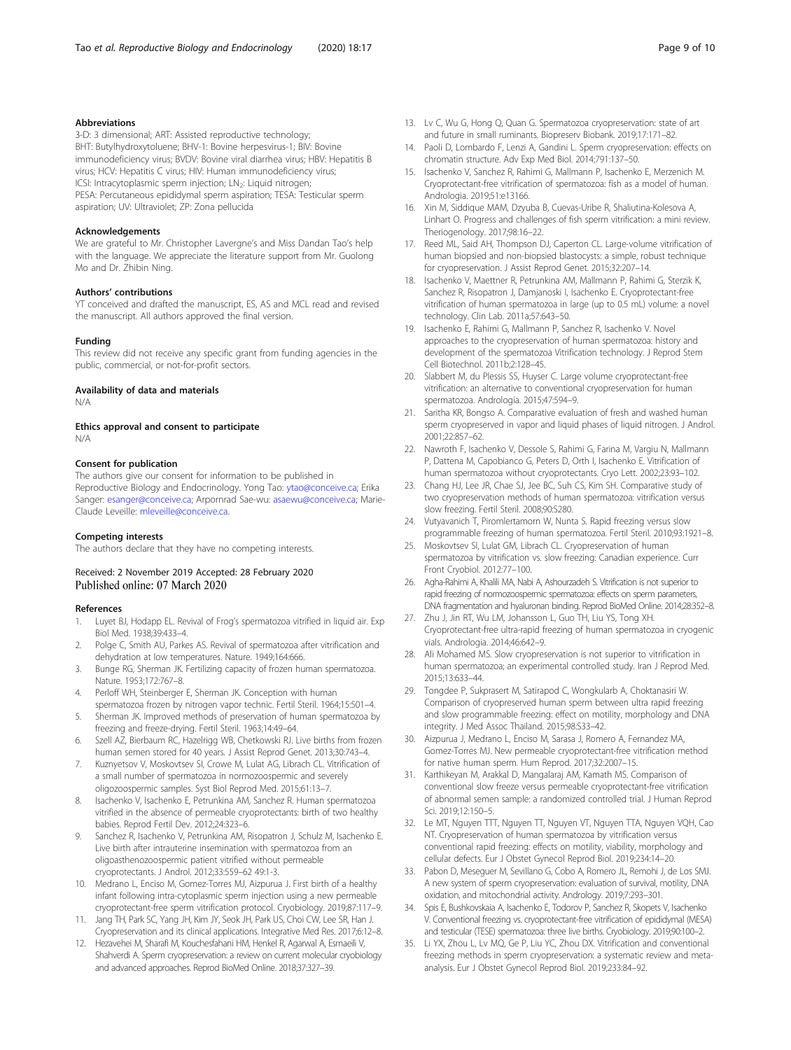### Abbreviations

3-D: 3 dimensional; ART: Assisted reproductive technology; BHT: Butylhydroxytoluene; BHV-1: Bovine herpesvirus-1; BIV: Bovine immunodeficiency virus; BVDV: Bovine viral diarrhea virus; HBV: Hepatitis B virus; HCV: Hepatitis C virus; HIV: Human immunodeficiency virus; ICSI: Intracytoplasmic sperm injection; $LN_2$: Liquid nitrogen; PESA: Percutaneous epididymal sperm aspiration; TESA: Testicular sperm aspiration; UV: Ultraviolet; ZP: Zona pellucida

### Acknowledgements

We are grateful to Mr. Christopher Lavergne's and Miss Dandan Tao's help with the language. We appreciate the literature support from Mr. Guolong Mo and Dr. Zhibin Ning.

### Authors' contributions

YT conceived and drafted the manuscript, ES, AS and MCL read and revised the manuscript. All authors approved the final version.

### Funding

This review did not receive any specific grant from funding agencies in the public, commercial, or not-for-profit sectors.

### Availability of data and materials

N/A

### Ethics approval and consent to participate

N/A

### Consent for publication

The authors give our consent for information to be published in Reproductive Biology and Endocrinology. Yong Tao: ytao@conceive.ca; Erika Sanger: esanger@conceive.ca; Arpornrad Sae-wu: asaewu@conceive.ca; Marie-Claude Leveille: mleveille@conceive.ca.

### Competing interests

The authors declare that they have no competing interests.

Received: 2 November 2019 Accepted: 28 February 2020
Published online: 07 March 2020

### References

1. Luyet BJ, Hodapp EL. Revival of Frog's spermatozoa vitrified in liquid air. Exp Biol Med. 1938;39:433–4.
2. Polge C, Smith AU, Parkes AS. Revival of spermatozoa after vitrification and dehydration at low temperatures. Nature. 1949;164:666.
3. Bunge RG, Sherman JK. Fertilizing capacity of frozen human spermatozoa. Nature. 1953;172:767–8.
4. Perloff WH, Steinberger E, Sherman JK. Conception with human spermatozoa frozen by nitrogen vapor technic. Fertil Steril. 1964;15:501–4.
5. Sherman JK. Improved methods of preservation of human spermatozoa by freezing and freeze-drying. Fertil Steril. 1963;14:49–64.
6. Szell AZ, Bierbaum RC, Hazelrigg WB, Chetkowski RJ. Live births from frozen human semen stored for 40 years. J Assist Reprod Genet. 2013;30:743–4.
7. Kuznyetsov V, Moskovtsev SI, Crowe M, Lulat AG, Librach CL. Vitrification of a small number of spermatozoa in normozoospermic and severely oligozoospermic samples. Syst Biol Reprod Med. 2015;61:13–7.
8. Isachenko V, Isachenko E, Petrunkina AM, Sanchez R. Human spermatozoa vitrified in the absence of permeable cryoprotectants: birth of two healthy babies. Reprod Fertil Dev. 2012;24:323–6.
9. Sanchez R, Isachenko V, Petrunkina AM, Risopatron J, Schulz M, Isachenko E. Live birth after intrauterine insemination with spermatozoa from an oligoasthenozoospermic patient vitrified without permeable cryoprotectants. J Androl. 2012;33:559–62 49:1-3.
10. Medrano L, Enciso M, Gomez-Torres MJ, Aizpurua J. First birth of a healthy infant following intra-cytoplasmic sperm injection using a new permeable cryoprotectant-free sperm vitrification protocol. Cryobiology. 2019;87:117–9.
11. Jang TH, Park SC, Yang JH, Kim JY, Seok JH, Park US, Choi CW, Lee SR, Han J. Cryopreservation and its clinical applications. Integrative Med Res. 2017;6:12–8.
12. Hezavehei M, Sharafi M, Kouchesfahani HM, Henkel R, Agarwal A, Esmaeili V, Shahverdi A. Sperm cryopreservation: a review on current molecular cryobiology and advanced approaches. Reprod BioMed Online. 2018;37:327–39.
13. Lv C, Wu G, Hong Q, Quan G. Spermatozoa cryopreservation: state of art and future in small ruminants. Biopreserv Biobank. 2019;17:171–82.
14. Paoli D, Lombardo F, Lenzi A, Gandini L. Sperm cryopreservation: effects on chromatin structure. Adv Exp Med Biol. 2014;791:137–50.
15. Isachenko V, Sanchez R, Rahimi G, Mallmann P, Isachenko E, Merzenich M. Cryoprotectant-free vitrification of spermatozoa: fish as a model of human. Andrologia. 2019;51:e13166.
16. Xin M, Siddique MAM, Dzyuba B, Cuevas-Uribe R, Shaliutina-Kolesova A, Linhart O. Progress and challenges of fish sperm vitrification: a mini review. Theriogenology. 2017;98:16–22.
17. Reed ML, Said AH, Thompson DJ, Caperton CL. Large-volume vitrification of human biopsied and non-biopsied blastocysts: a simple, robust technique for cryopreservation. J Assist Reprod Genet. 2015;32:207–14.
18. Isachenko V, Maettner R, Petrunkina AM, Mallmann P, Rahimi G, Sterzik K, Sanchez R, Risopatron J, Damjanoski I, Isachenko E. Cryoprotectant-free vitrification of human spermatozoa in large (up to 0.5 mL) volume: a novel technology. Clin Lab. 2011a;57:643–50.
19. Isachenko E, Rahimi G, Mallmann P, Sanchez R, Isachenko V. Novel approaches to the cryopreservation of human spermatozoa: history and development of the spermatozoa Vitrification technology. J Reprod Stem Cell Biotechnol. 2011b;2:128–45.
20. Slabbert M, du Plessis SS, Huyser C. Large volume cryoprotectant-free vitrification: an alternative to conventional cryopreservation for human spermatozoa. Andrologia. 2015;47:594–9.
21. Saritha KR, Bongso A. Comparative evaluation of fresh and washed human sperm cryopreserved in vapor and liquid phases of liquid nitrogen. J Androl. 2001;22:857–62.
22. Nawroth F, Isachenko V, Dessole S, Rahimi G, Farina M, Vargiu N, Mallmann P, Dattena M, Capobianco G, Peters D, Orth I, Isachenko E. Vitrification of human spermatozoa without cryoprotectants. Cryo Lett. 2002;23:93–102.
23. Chang HJ, Lee JR, Chae SJ, Jee BC, Suh CS, Kim SH. Comparative study of two cryopreservation methods of human spermatozoa: vitrification versus slow freezing. Fertil Steril. 2008;90:S280.
24. Vutyavanich T, Piromlertamorn W, Nunta S. Rapid freezing versus slow programmable freezing of human spermatozoa. Fertil Steril. 2010;93:1921–8.
25. Moskovtsev SI, Lulat GM, Librach CL. Cryopreservation of human spermatozoa by vitrification vs. slow freezing: Canadian experience. Curr Front Cryobiol. 2012:77–100.
26. Agha-Rahimi A, Khalili MA, Nabi A, Ashourzadeh S. Vitrification is not superior to rapid freezing of normozoospermic spermatozoa: effects on sperm parameters, DNA fragmentation and hyaluronan binding. Reprod BioMed Online. 2014;28:352–8.
27. Zhu J, Jin RT, Wu LM, Johansson L, Guo TH, Liu YS, Tong XH. Cryoprotectant-free ultra-rapid freezing of human spermatozoa in cryogenic vials. Andrologia. 2014;46:642–9.
28. Ali Mohamed MS. Slow cryopreservation is not superior to vitrification in human spermatozoa; an experimental controlled study. Iran J Reprod Med. 2015;13:633–44.
29. Tongdee P, Sukprasert M, Satirapod C, Wongkularb A, Choktanasiri W. Comparison of cryopreserved human sperm between ultra rapid freezing and slow programmable freezing: effect on motility, morphology and DNA integrity. J Med Assoc Thailand. 2015;98:S33–42.
30. Aizpurua J, Medrano L, Enciso M, Sarasa J, Romero A, Fernandez MA, Gomez-Torres MJ. New permeable cryoprotectant-free vitrification method for native human sperm. Hum Reprod. 2017;32:2007–15.
31. Karthikeyan M, Arakkal D, Mangalaraj AM, Kamath MS. Comparison of conventional slow freeze versus permeable cryoprotectant-free vitrification of abnormal semen sample: a randomized controlled trial. J Human Reprod Sci. 2019;12:150–5.
32. Le MT, Nguyen TTT, Nguyen TT, Nguyen VT, Nguyen TTA, Nguyen VQH, Cao NT. Cryopreservation of human spermatozoa by vitrification versus conventional rapid freezing: effects on motility, viability, morphology and cellular defects. Eur J Obstet Gynecol Reprod Biol. 2019;234:14–20.
33. Pabon D, Meseguer M, Sevillano G, Cobo A, Romero JL, Remohi J, de Los SMJ. A new system of sperm cryopreservation: evaluation of survival, motility, DNA oxidation, and mitochondrial activity. Andrology. 2019;7:293–301.
34. Spis E, Bushkovskaia A, Isachenko E, Todorov P, Sanchez R, Skopets V, Isachenko V. Conventional freezing vs. cryoprotectant-free vitrification of epididymal (MESA) and testicular (TESE) spermatozoa: three live births. Cryobiology. 2019;90:100–2.
35. Li YX, Zhou L, Lv MQ, Ge P, Liu YC, Zhou DX. Vitrification and conventional freezing methods in sperm cryopreservation: a systematic review and meta-analysis. Eur J Obstet Gynecol Reprod Biol. 2019;233:84–92.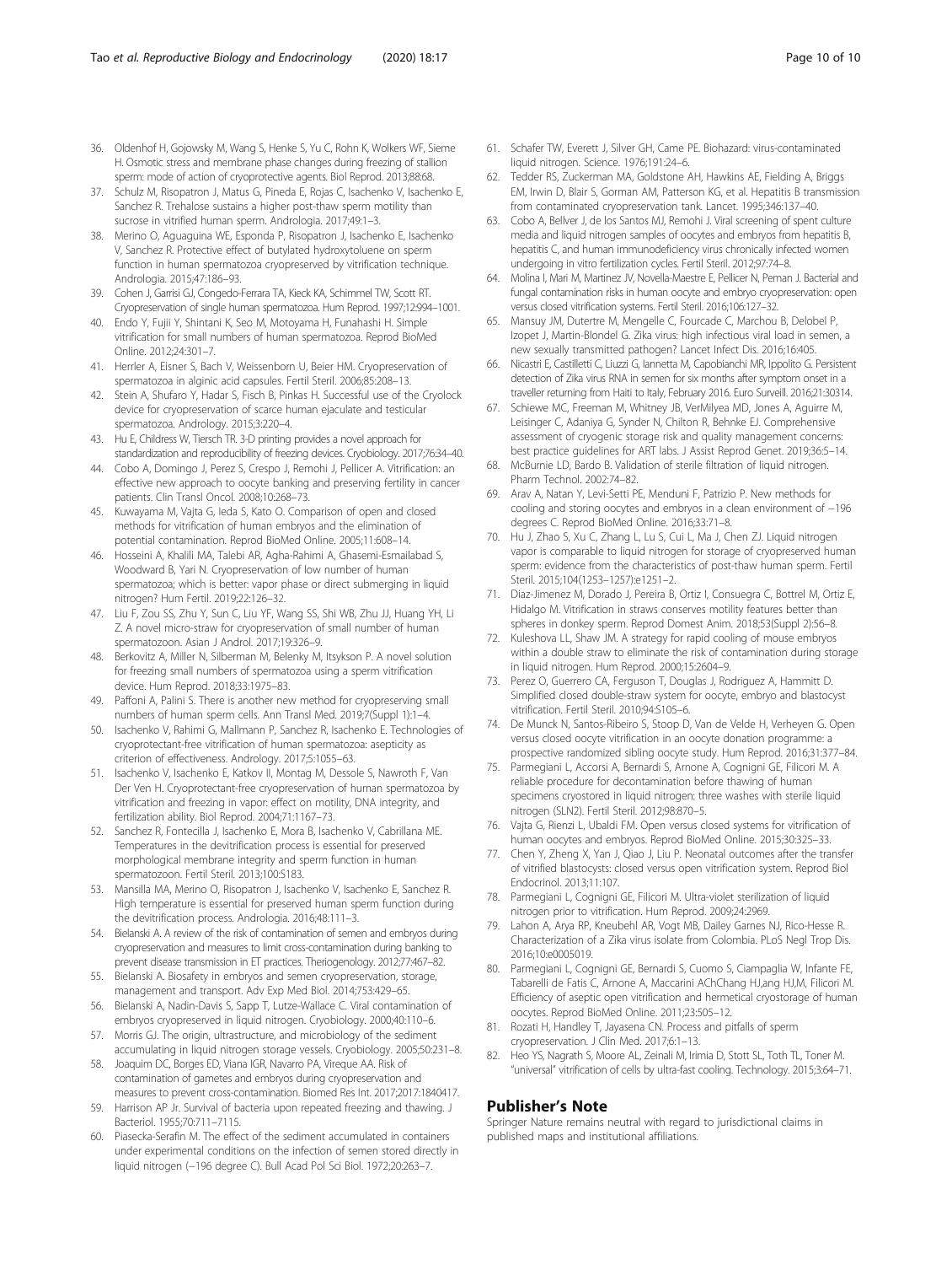36. Oldenhof H, Gojowsky M, Wang S, Henke S, Yu C, Rohn K, Wolkers WF, Sieme H. Osmotic stress and membrane phase changes during freezing of stallion sperm: mode of action of cryoprotective agents. Biol Reprod. 2013;88:68.
37. Schulz M, Risopatron J, Matus G, Pineda E, Rojas C, Isachenko V, Isachenko E, Sanchez R. Trehalose sustains a higher post-thaw sperm motility than sucrose in vitrified human sperm. Andrologia. 2017;49:1–3.
38. Merino O, Aguaguina WE, Esponda P, Risopatron J, Isachenko E, Isachenko V, Sanchez R. Protective effect of butylated hydroxytoluene on sperm function in human spermatozoa cryopreserved by vitrification technique. Andrologia. 2015;47:186–93.
39. Cohen J, Garrisi GJ, Congedo-Ferrara TA, Kieck KA, Schimmel TW, Scott RT. Cryopreservation of single human spermatozoa. Hum Reprod. 1997;12:994–1001.
40. Endo Y, Fujii Y, Shintani K, Seo M, Motoyama H, Funahashi H. Simple vitrification for small numbers of human spermatozoa. Reprod BioMed Online. 2012;24:301–7.
41. Herrler A, Eisner S, Bach V, Weissenborn U, Beier HM. Cryopreservation of spermatozoa in alginic acid capsules. Fertil Steril. 2006;85:208–13.
42. Stein A, Shufaro Y, Hadar S, Fisch B, Pinkas H. Successful use of the Cryolock device for cryopreservation of scarce human ejaculate and testicular spermatozoa. Andrology. 2015;3:220–4.
43. Hu E, Childress W, Tiersch TR. 3-D printing provides a novel approach for standardization and reproducibility of freezing devices. Cryobiology. 2017;76:34–40.
44. Cobo A, Domingo J, Perez S, Crespo J, Remohi J, Pellicer A. Vitrification: an effective new approach to oocyte banking and preserving fertility in cancer patients. Clin Transl Oncol. 2008;10:268–73.
45. Kuwayama M, Vajta G, Ieda S, Kato O. Comparison of open and closed methods for vitrification of human embryos and the elimination of potential contamination. Reprod BioMed Online. 2005;11:608–14.
46. Hosseini A, Khalili MA, Talebi AR, Agha-Rahimi A, Ghasemi-Esmailabad S, Woodward B, Yari N. Cryopreservation of low number of human spermatozoa; which is better: vapor phase or direct submerging in liquid nitrogen? Hum Fertil. 2019;22:126–32.
47. Liu F, Zou SS, Zhu Y, Sun C, Liu YF, Wang SS, Shi WB, Zhu JJ, Huang YH, Li Z. A novel micro-straw for cryopreservation of small number of human spermatozoon. Asian J Androl. 2017;19:326–9.
48. Berkovitz A, Miller N, Silberman M, Belenky M, Itsykson P. A novel solution for freezing small numbers of spermatozoa using a sperm vitrification device. Hum Reprod. 2018;33:1975–83.
49. Paffoni A, Palini S. There is another new method for cryopreserving small numbers of human sperm cells. Ann Transl Med. 2019;7(Suppl 1):1–4.
50. Isachenko V, Rahimi G, Mallmann P, Sanchez R, Isachenko E. Technologies of cryoprotectant-free vitrification of human spermatozoa: asepticity as criterion of effectiveness. Andrology. 2017;5:1055–63.
51. Isachenko V, Isachenko E, Katkov II, Montag M, Dessole S, Nawroth F, Van Der Ven H. Cryoprotectant-free cryopreservation of human spermatozoa by vitrification and freezing in vapor: effect on motility, DNA integrity, and fertilization ability. Biol Reprod. 2004;71:1167–73.
52. Sanchez R, Fontecilla J, Isachenko E, Mora B, Isachenko V, Cabrillana ME. Temperatures in the devitrification process is essential for preserved morphological membrane integrity and sperm function in human spermatozoon. Fertil Steril. 2013;100:S183.
53. Mansilla MA, Merino O, Risopatron J, Isachenko V, Isachenko E, Sanchez R. High temperature is essential for preserved human sperm function during the devitrification process. Andrologia. 2016;48:111–3.
54. Bielanski A. A review of the risk of contamination of semen and embryos during cryopreservation and measures to limit cross-contamination during banking to prevent disease transmission in ET practices. Theriogenology. 2012;77:467–82.
55. Bielanski A. Biosafety in embryos and semen cryopreservation, storage, management and transport. Adv Exp Med Biol. 2014;753:429–65.
56. Bielanski A, Nadin-Davis S, Sapp T, Lutze-Wallace C. Viral contamination of embryos cryopreserved in liquid nitrogen. Cryobiology. 2000;40:110–6.
57. Morris GJ. The origin, ultrastructure, and microbiology of the sediment accumulating in liquid nitrogen storage vessels. Cryobiology. 2005;50:231–8.
58. Joaquim DC, Borges ED, Viana IGR, Navarro PA, Vireque AA. Risk of contamination of gametes and embryos during cryopreservation and measures to prevent cross-contamination. Biomed Res Int. 2017;2017:1840417.
59. Harrison AP Jr. Survival of bacteria upon repeated freezing and thawing. J Bacteriol. 1955;70:711–7115.
60. Piasecka-Serafin M. The effect of the sediment accumulated in containers under experimental conditions on the infection of semen stored directly in liquid nitrogen (−196 degree C). Bull Acad Pol Sci Biol. 1972;20:263–7.
61. Schafer TW, Everett J, Silver GH, Came PE. Biohazard: virus-contaminated liquid nitrogen. Science. 1976;191:24–6.
62. Tedder RS, Zuckerman MA, Goldstone AH, Hawkins AE, Fielding A, Briggs EM, Irwin D, Blair S, Gorman AM, Patterson KG, et al. Hepatitis B transmission from contaminated cryopreservation tank. Lancet. 1995;346:137–40.
63. Cobo A, Bellver J, de los Santos MJ, Remohi J. Viral screening of spent culture media and liquid nitrogen samples of oocytes and embryos from hepatitis B, hepatitis C, and human immunodeficiency virus chronically infected women undergoing in vitro fertilization cycles. Fertil Steril. 2012;97:74–8.
64. Molina I, Mari M, Martinez JV, Novella-Maestre E, Pellicer N, Peman J. Bacterial and fungal contamination risks in human oocyte and embryo cryopreservation: open versus closed vitrification systems. Fertil Steril. 2016;106:127–32.
65. Mansuy JM, Dutertre M, Mengelle C, Fourcade C, Marchou B, Delobel P, Izopet J, Martin-Blondel G. Zika virus: high infectious viral load in semen, a new sexually transmitted pathogen? Lancet Infect Dis. 2016;16:405.
66. Nicastri E, Castilletti C, Liuzzi G, Iannetta M, Capobianchi MR, Ippolito G. Persistent detection of Zika virus RNA in semen for six months after symptom onset in a traveller returning from Haiti to Italy, February 2016. Euro Surveill. 2016;21:30314.
67. Schiewe MC, Freeman M, Whitney JB, VerMilyea MD, Jones A, Aguirre M, Leisinger C, Adaniya G, Synder N, Chilton R, Behnke EJ. Comprehensive assessment of cryogenic storage risk and quality management concerns: best practice guidelines for ART labs. J Assist Reprod Genet. 2019;36:5–14.
68. McBurnie LD, Bardo B. Validation of sterile filtration of liquid nitrogen. Pharm Technol. 2002:74–82.
69. Arav A, Natan Y, Levi-Setti PE, Menduni F, Patrizio P. New methods for cooling and storing oocytes and embryos in a clean environment of −196 degrees C. Reprod BioMed Online. 2016;33:71–8.
70. Hu J, Zhao S, Xu C, Zhang L, Lu S, Cui L, Ma J, Chen ZJ. Liquid nitrogen vapor is comparable to liquid nitrogen for storage of cryopreserved human sperm: evidence from the characteristics of post-thaw human sperm. Fertil Steril. 2015;104(1253–1257):e1251–2.
71. Diaz-Jimenez M, Dorado J, Pereira B, Ortiz I, Consuegra C, Bottrel M, Ortiz E, Hidalgo M. Vitrification in straws conserves motility features better than spheres in donkey sperm. Reprod Domest Anim. 2018;53(Suppl 2):56–8.
72. Kuleshova LL, Shaw JM. A strategy for rapid cooling of mouse embryos within a double straw to eliminate the risk of contamination during storage in liquid nitrogen. Hum Reprod. 2000;15:2604–9.
73. Perez O, Guerrero CA, Ferguson T, Douglas J, Rodriguez A, Hammitt D. Simplified closed double-straw system for oocyte, embryo and blastocyst vitrification. Fertil Steril. 2010;94:S105–6.
74. De Munck N, Santos-Ribeiro S, Stoop D, Van de Velde H, Verheyen G. Open versus closed oocyte vitrification in an oocyte donation programme: a prospective randomized sibling oocyte study. Hum Reprod. 2016;31:377–84.
75. Parmegiani L, Accorsi A, Bernardi S, Arnone A, Cognigni GE, Filicori M. A reliable procedure for decontamination before thawing of human specimens cryostored in liquid nitrogen: three washes with sterile liquid nitrogen (SLN2). Fertil Steril. 2012;98:870–5.
76. Vajta G, Rienzi L, Ubaldi FM. Open versus closed systems for vitrification of human oocytes and embryos. Reprod BioMed Online. 2015;30:325–33.
77. Chen Y, Zheng X, Yan J, Qiao J, Liu P. Neonatal outcomes after the transfer of vitrified blastocysts: closed versus open vitrification system. Reprod Biol Endocrinol. 2013;11:107.
78. Parmegiani L, Cognigni GE, Filicori M. Ultra-violet sterilization of liquid nitrogen prior to vitrification. Hum Reprod. 2009;24:2969.
79. Lahon A, Arya RP, Kneubehl AR, Vogt MB, Dailey Garnes NJ, Rico-Hesse R. Characterization of a Zika virus isolate from Colombia. PLoS Negl Trop Dis. 2016;10:e0005019.
80. Parmegiani L, Cognigni GE, Bernardi S, Cuomo S, Ciampaglia W, Infante FE, Tabarelli de Fatis C, Arnone A, Maccarini AChChang HJ,ang HJ,M, Filicori M. Efficiency of aseptic open vitrification and hermetical cryostorage of human oocytes. Reprod BioMed Online. 2011;23:505–12.
81. Rozati H, Handley T, Jayasena CN. Process and pitfalls of sperm cryopreservation. J Clin Med. 2017;6:1–13.
82. Heo YS, Nagrath S, Moore AL, Zeinali M, Irimia D, Stott SL, Toth TL, Toner M. "universal" vitrification of cells by ultra-fast cooling. Technology. 2015;3:64–71.

## Publisher's Note

Springer Nature remains neutral with regard to jurisdictional claims in published maps and institutional affiliations.